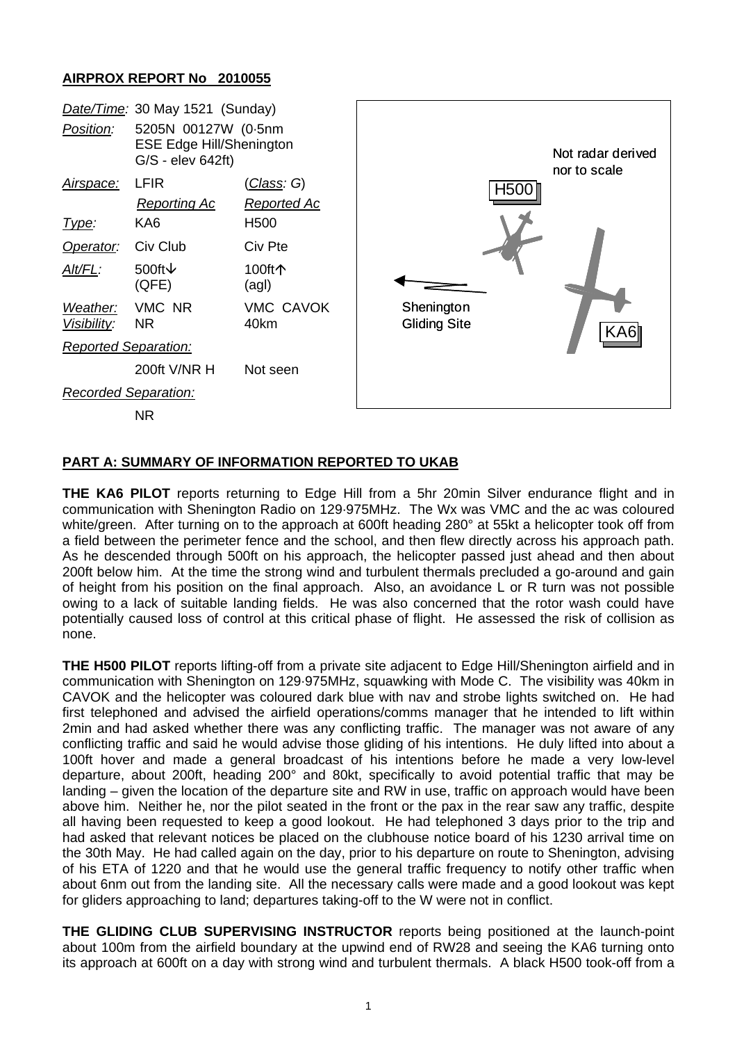## AIRPROX REPORT No 2010055

| | | |
|---|---|---|
| *Date/Time:* | 30 May 1521 (Sunday) | |
| *Position:* | 5205N 00127W (0·5nm ESE Edge Hill/Shenington G/S - elev 642ft) | |
| *Airspace:* | LFIR | (*Class*: G) |
| | *Reporting Ac* | *Reported Ac* |
| *Type:* | KA6 | H500 |
| *Operator:* | Civ Club | Civ Pte |
| *Alt/FL:* | 500ft↓ (QFE) | 100ft↑ (agl) |
| *Weather:* | VMC NR | VMC CAVOK |
| *Visibility:* | NR | 40km |
| *Reported Separation:* | | |
| | 200ft V/NR H | Not seen |
| *Recorded Separation:* | | |
| | NR | |

Not radar derived nor to scale

H500

Shenington Gliding Site

KA6

## PART A: SUMMARY OF INFORMATION REPORTED TO UKAB

**THE KA6 PILOT** reports returning to Edge Hill from a 5hr 20min Silver endurance flight and in communication with Shenington Radio on 129·975MHz. The Wx was VMC and the ac was coloured white/green. After turning on to the approach at 600ft heading 280° at 55kt a helicopter took off from a field between the perimeter fence and the school, and then flew directly across his approach path. As he descended through 500ft on his approach, the helicopter passed just ahead and then about 200ft below him. At the time the strong wind and turbulent thermals precluded a go-around and gain of height from his position on the final approach. Also, an avoidance L or R turn was not possible owing to a lack of suitable landing fields. He was also concerned that the rotor wash could have potentially caused loss of control at this critical phase of flight. He assessed the risk of collision as none.

**THE H500 PILOT** reports lifting-off from a private site adjacent to Edge Hill/Shenington airfield and in communication with Shenington on 129·975MHz, squawking with Mode C. The visibility was 40km in CAVOK and the helicopter was coloured dark blue with nav and strobe lights switched on. He had first telephoned and advised the airfield operations/comms manager that he intended to lift within 2min and had asked whether there was any conflicting traffic. The manager was not aware of any conflicting traffic and said he would advise those gliding of his intentions. He duly lifted into about a 100ft hover and made a general broadcast of his intentions before he made a very low-level departure, about 200ft, heading 200° and 80kt, specifically to avoid potential traffic that may be landing – given the location of the departure site and RW in use, traffic on approach would have been above him. Neither he, nor the pilot seated in the front or the pax in the rear saw any traffic, despite all having been requested to keep a good lookout. He had telephoned 3 days prior to the trip and had asked that relevant notices be placed on the clubhouse notice board of his 1230 arrival time on the 30th May. He had called again on the day, prior to his departure on route to Shenington, advising of his ETA of 1220 and that he would use the general traffic frequency to notify other traffic when about 6nm out from the landing site. All the necessary calls were made and a good lookout was kept for gliders approaching to land; departures taking-off to the W were not in conflict.

**THE GLIDING CLUB SUPERVISING INSTRUCTOR** reports being positioned at the launch-point about 100m from the airfield boundary at the upwind end of RW28 and seeing the KA6 turning onto its approach at 600ft on a day with strong wind and turbulent thermals. A black H500 took-off from a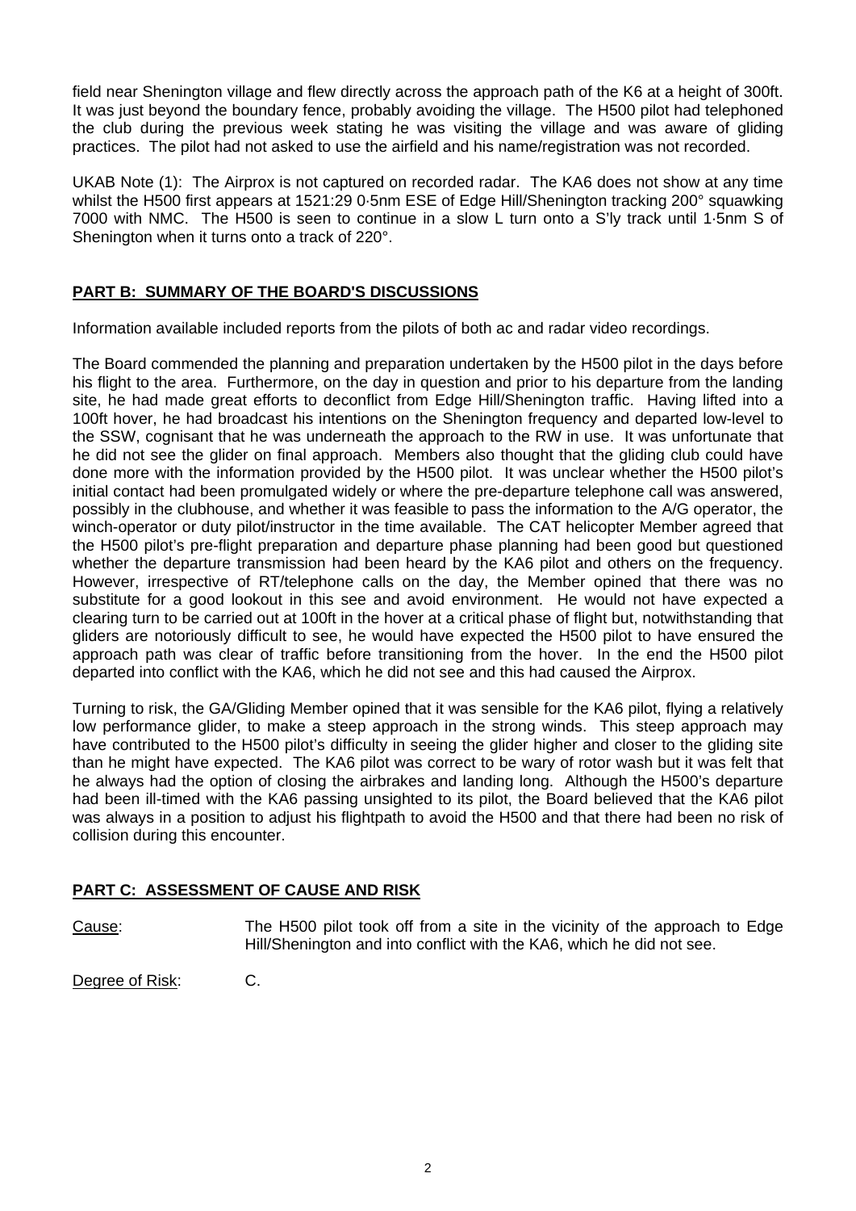field near Shenington village and flew directly across the approach path of the K6 at a height of 300ft. It was just beyond the boundary fence, probably avoiding the village. The H500 pilot had telephoned the club during the previous week stating he was visiting the village and was aware of gliding practices. The pilot had not asked to use the airfield and his name/registration was not recorded.

UKAB Note (1): The Airprox is not captured on recorded radar. The KA6 does not show at any time whilst the H500 first appears at 1521:29 0·5nm ESE of Edge Hill/Shenington tracking 200° squawking 7000 with NMC. The H500 is seen to continue in a slow L turn onto a S'ly track until 1·5nm S of Shenington when it turns onto a track of 220°.

## PART B: SUMMARY OF THE BOARD'S DISCUSSIONS

Information available included reports from the pilots of both ac and radar video recordings.

The Board commended the planning and preparation undertaken by the H500 pilot in the days before his flight to the area. Furthermore, on the day in question and prior to his departure from the landing site, he had made great efforts to deconflict from Edge Hill/Shenington traffic. Having lifted into a 100ft hover, he had broadcast his intentions on the Shenington frequency and departed low-level to the SSW, cognisant that he was underneath the approach to the RW in use. It was unfortunate that he did not see the glider on final approach. Members also thought that the gliding club could have done more with the information provided by the H500 pilot. It was unclear whether the H500 pilot's initial contact had been promulgated widely or where the pre-departure telephone call was answered, possibly in the clubhouse, and whether it was feasible to pass the information to the A/G operator, the winch-operator or duty pilot/instructor in the time available. The CAT helicopter Member agreed that the H500 pilot's pre-flight preparation and departure phase planning had been good but questioned whether the departure transmission had been heard by the KA6 pilot and others on the frequency. However, irrespective of RT/telephone calls on the day, the Member opined that there was no substitute for a good lookout in this see and avoid environment. He would not have expected a clearing turn to be carried out at 100ft in the hover at a critical phase of flight but, notwithstanding that gliders are notoriously difficult to see, he would have expected the H500 pilot to have ensured the approach path was clear of traffic before transitioning from the hover. In the end the H500 pilot departed into conflict with the KA6, which he did not see and this had caused the Airprox.

Turning to risk, the GA/Gliding Member opined that it was sensible for the KA6 pilot, flying a relatively low performance glider, to make a steep approach in the strong winds. This steep approach may have contributed to the H500 pilot's difficulty in seeing the glider higher and closer to the gliding site than he might have expected. The KA6 pilot was correct to be wary of rotor wash but it was felt that he always had the option of closing the airbrakes and landing long. Although the H500's departure had been ill-timed with the KA6 passing unsighted to its pilot, the Board believed that the KA6 pilot was always in a position to adjust his flightpath to avoid the H500 and that there had been no risk of collision during this encounter.

## PART C: ASSESSMENT OF CAUSE AND RISK

Cause: The H500 pilot took off from a site in the vicinity of the approach to Edge Hill/Shenington and into conflict with the KA6, which he did not see.

Degree of Risk: C.